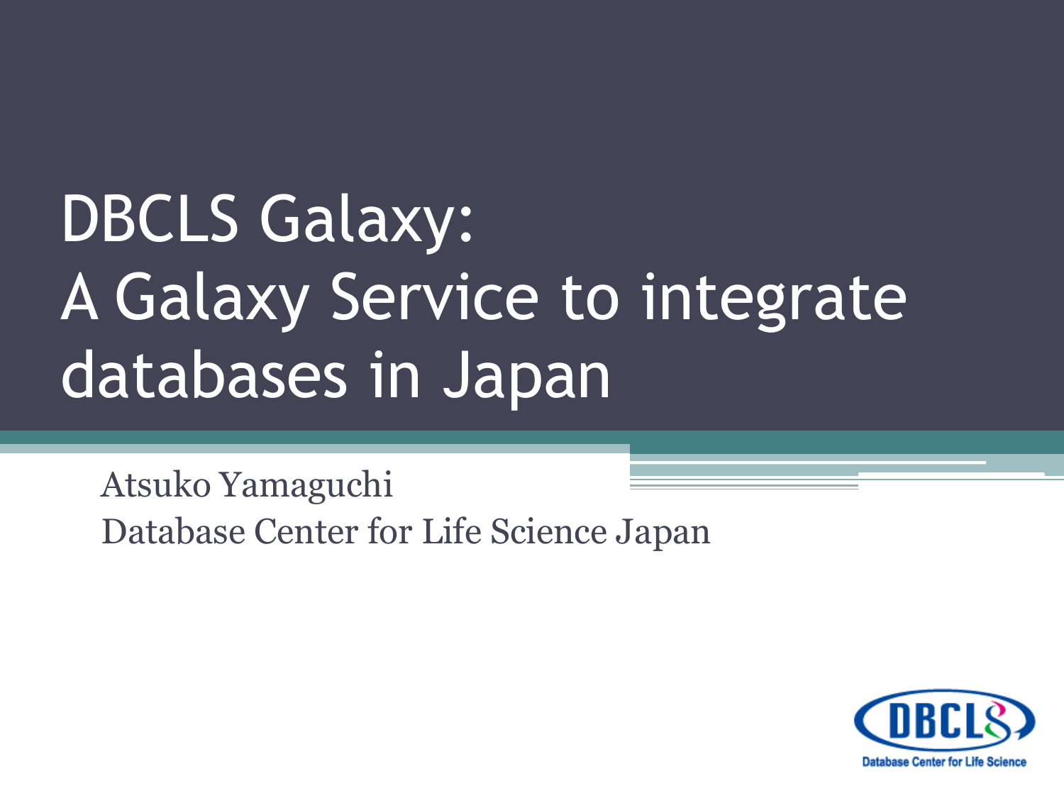# DBCLS Galaxy: A Galaxy Service to integrate databases in Japan

Atsuko Yamaguchi

Database Center for Life Science Japan

DBCLS

Database Center for Life Science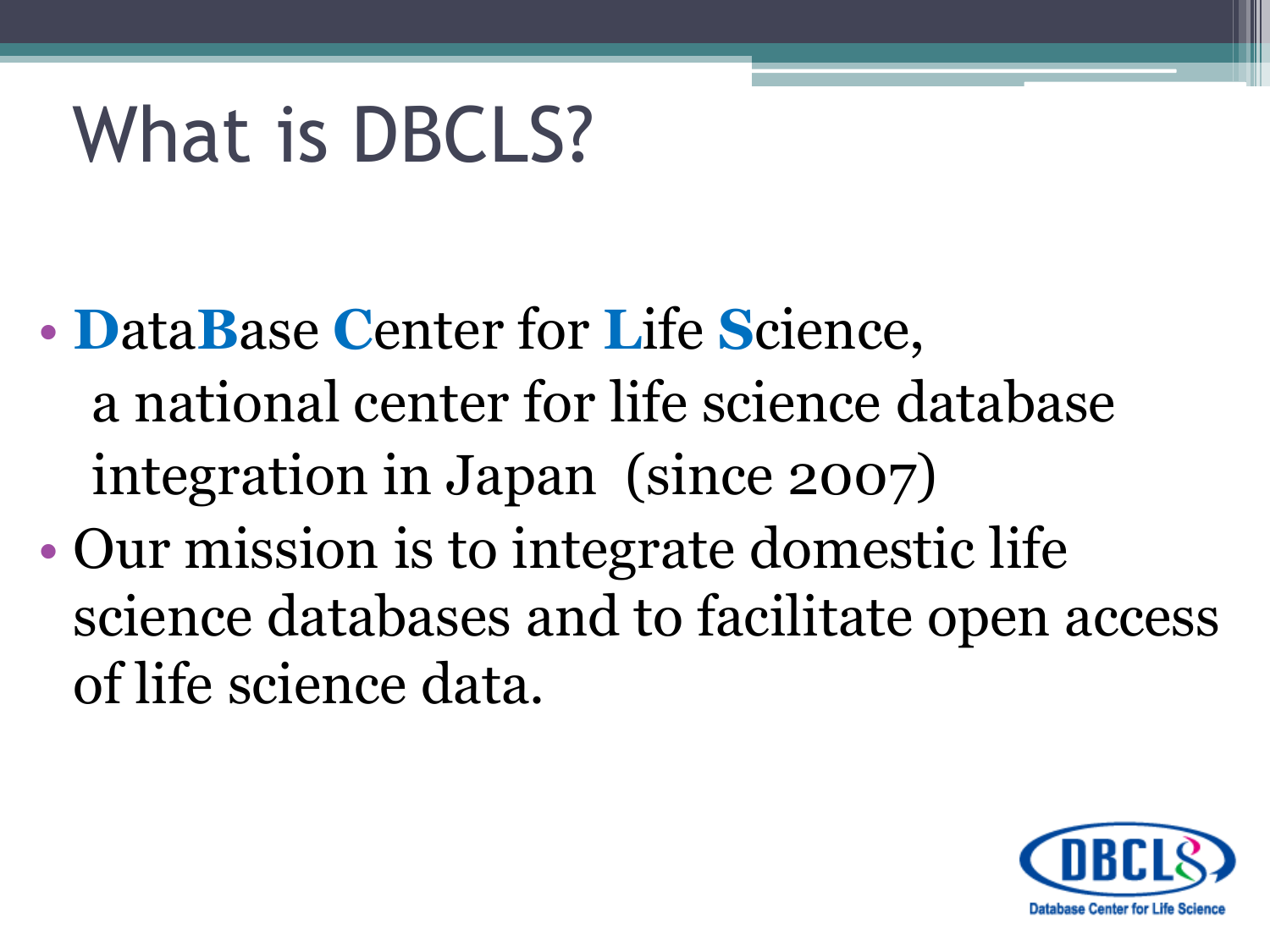# What is DBCLS?

- **D**ata**B**ase **C**enter for **L**ife **S**cience,
  a national center for life science database integration in Japan (since 2007)
- Our mission is to integrate domestic life science databases and to facilitate open access of life science data.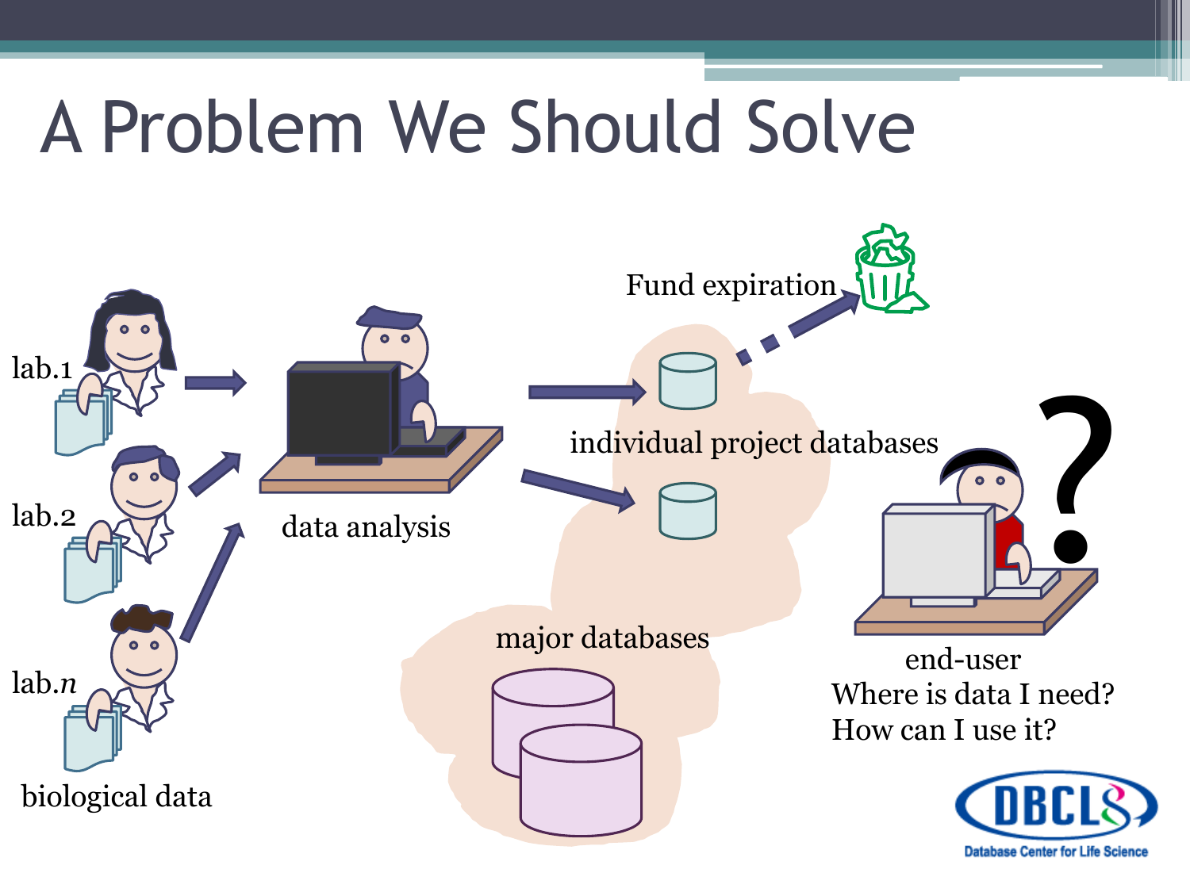# A Problem We Should Solve

lab.1

lab.2

lab.*n*

biological data

data analysis

Fund expiration

individual project databases

major databases

end-user
Where is data I need?
How can I use it?

DBCLS
Database Center for Life Science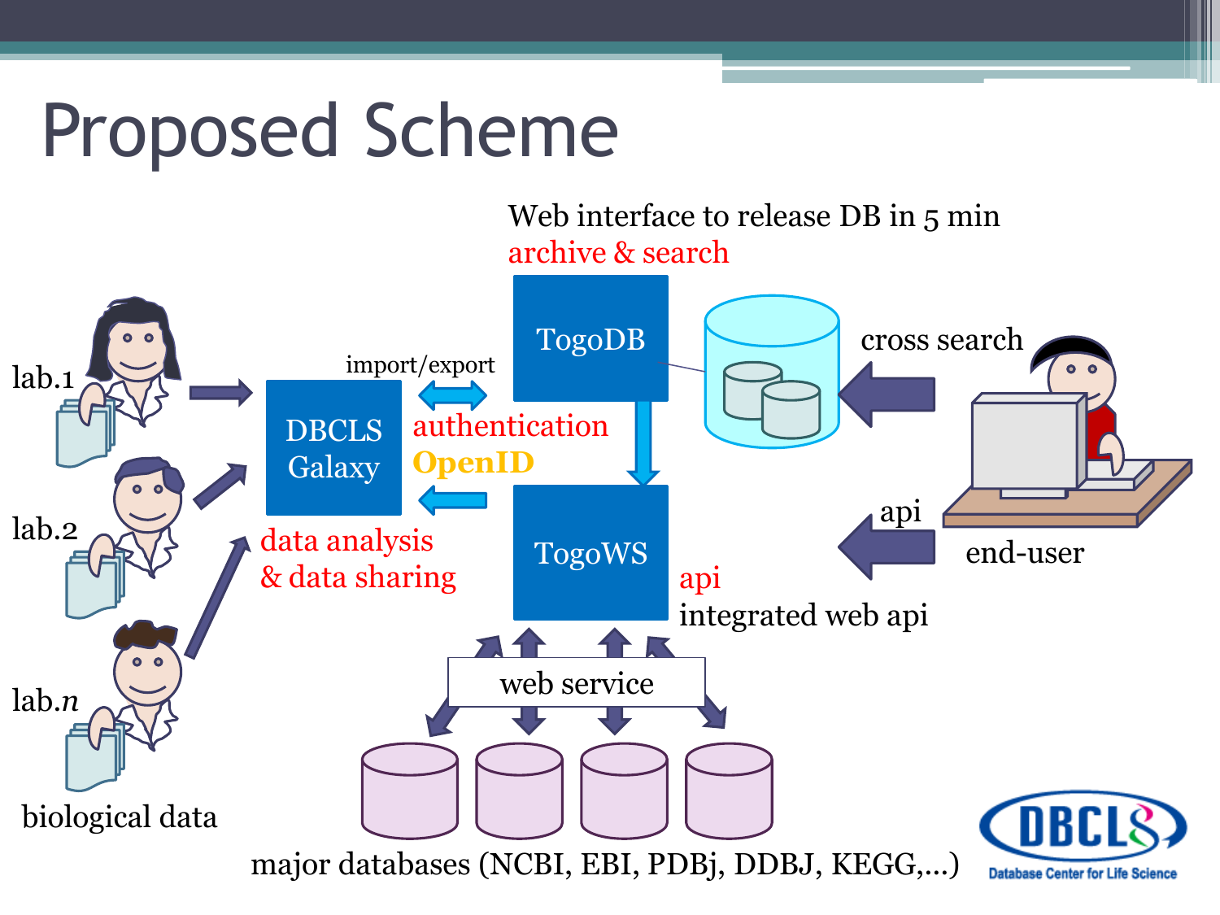# Proposed Scheme

Web interface to release DB in 5 min

archive & search

TogoDB

cross search

lab.1

import/export

DBCLS Galaxy

authentication

OpenID

lab.2

data analysis & data sharing

TogoWS

api

end-user

api

integrated web api

lab.*n*

web service

biological data

major databases (NCBI, EBI, PDBj, DDBJ, KEGG,...)

DBCLS

Database Center for Life Science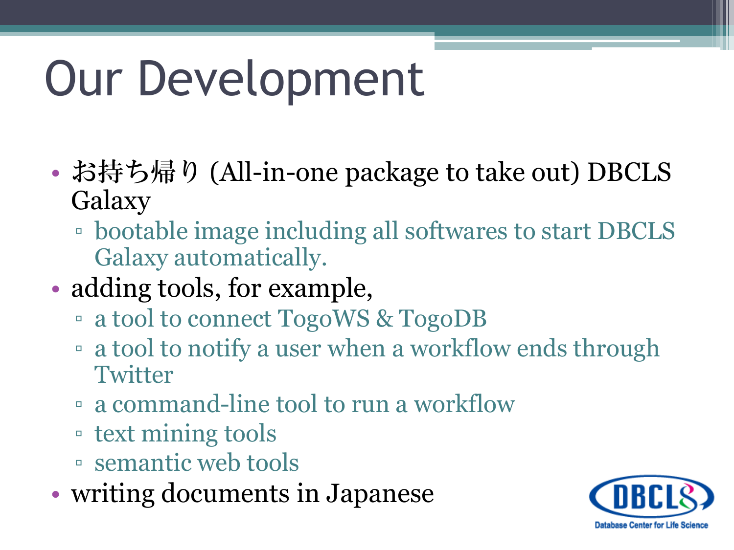# Our Development

- お持ち帰り (All-in-one package to take out) DBCLS Galaxy
  - bootable image including all softwares to start DBCLS Galaxy automatically.
- adding tools, for example,
  - a tool to connect TogoWS & TogoDB
  - a tool to notify a user when a workflow ends through Twitter
  - a command-line tool to run a workflow
  - text mining tools
  - semantic web tools
- writing documents in Japanese

DBCLS
Database Center for Life Science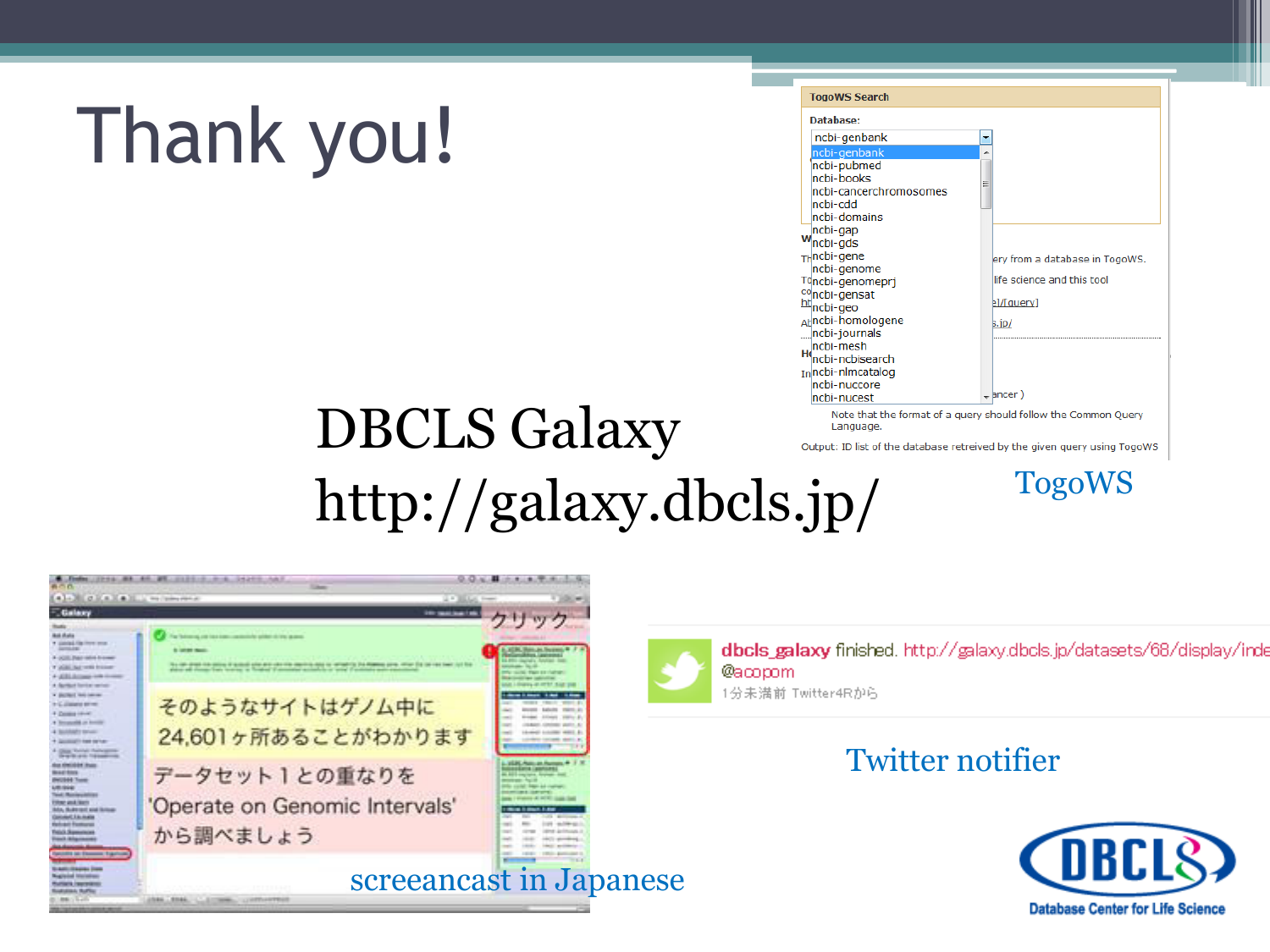# Thank you!

DBCLS Galaxy

http://galaxy.dbcls.jp/

TogoWS

TogoWS Search

Database:

ncbi-genbank

ncbi-genbank
ncbi-pubmed
ncbi-books
ncbi-cancerchromosomes
ncbi-cdd
ncbi-domains
ncbi-gap
ncbi-gds
ncbi-gene
ncbi-genome
ncbi-genomeprj
ncbi-gensat
ncbi-geo
ncbi-homologene
ncbi-journals
ncbi-mesh
ncbi-ncbisearch
ncbi-nlmcatalog
ncbi-nuccore
ncbi-nucest

ery from a database in TogoWS.

life science and this tool

]/[query]

s.jp/

ancer )

Note that the format of a query should follow the Common Query Language.

Output: ID list of the database retreived by the given query using TogoWS

screeancast in Japanese

クリック

そのようなサイトはゲノム中に
24,601ヶ所あることがわかります

データセット１との重なりを
'Operate on Genomic Intervals'
から調べましょう

dbcls_galaxy finished. http://galaxy.dbcls.jp/datasets/68/display/inde
@acopom
1分未満前 Twitter4Rから

Twitter notifier

DBCLS
Database Center for Life Science